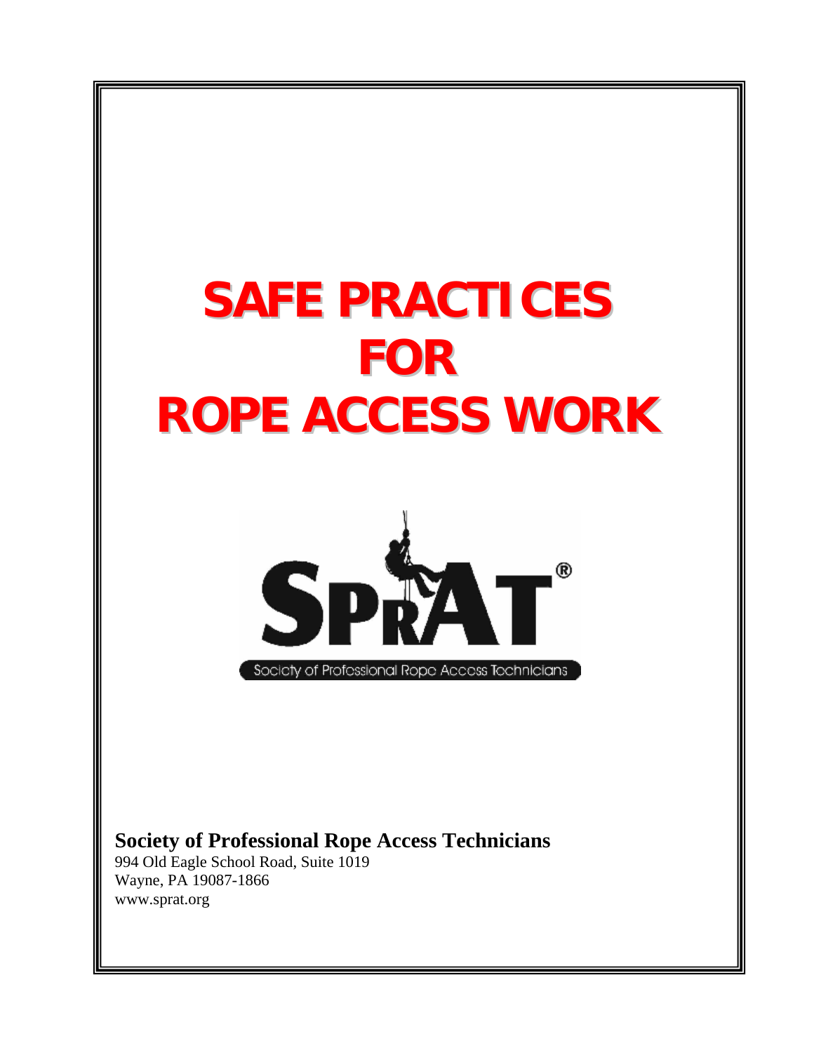# SAFE PRACTICES FOR ROPE ACCESS WORK

SPRAT®

Society of Professional Rope Access Technicians

**Society of Professional Rope Access Technicians**
994 Old Eagle School Road, Suite 1019
Wayne, PA 19087-1866
www.sprat.org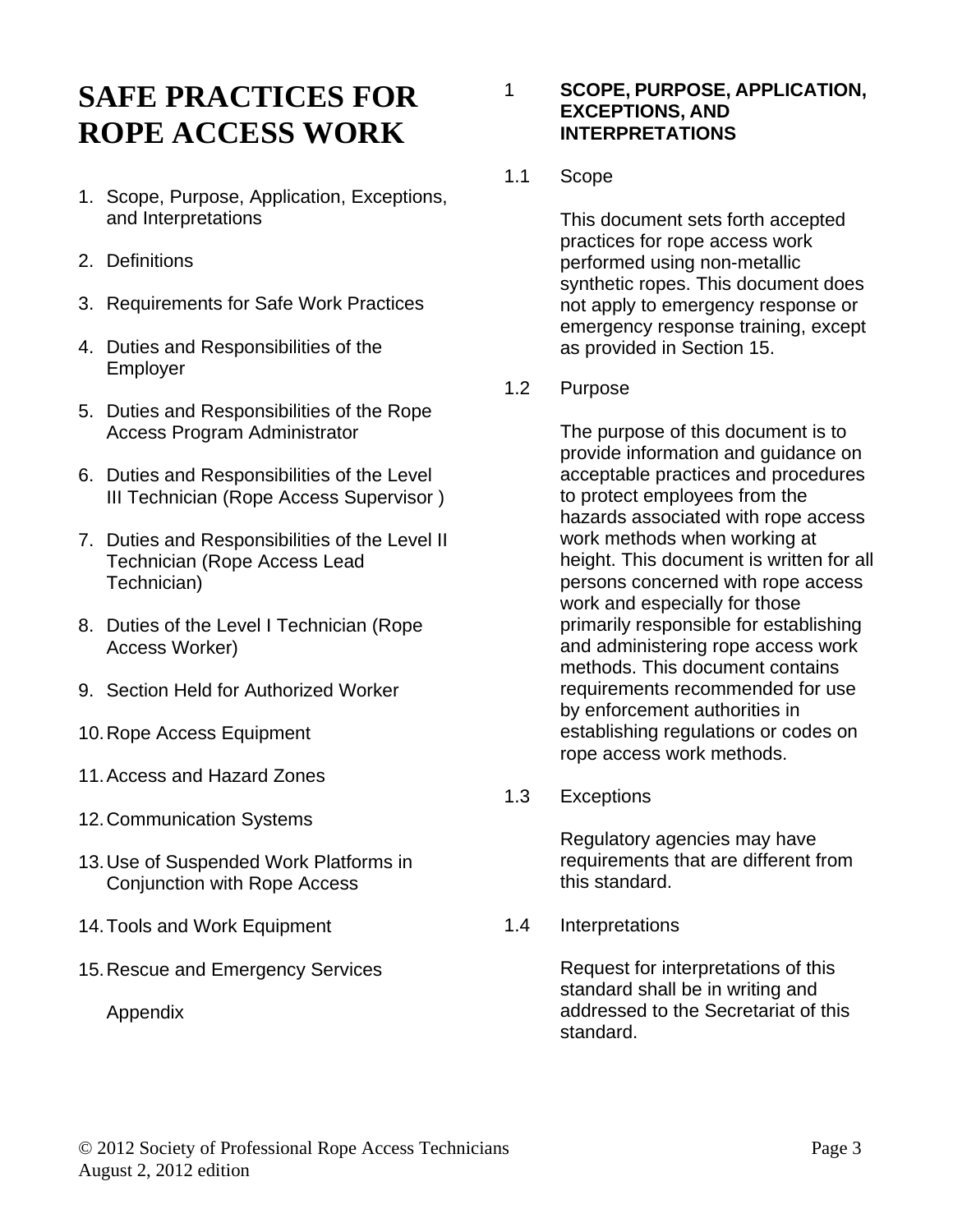# SAFE PRACTICES FOR ROPE ACCESS WORK

1. Scope, Purpose, Application, Exceptions, and Interpretations
2. Definitions
3. Requirements for Safe Work Practices
4. Duties and Responsibilities of the Employer
5. Duties and Responsibilities of the Rope Access Program Administrator
6. Duties and Responsibilities of the Level III Technician (Rope Access Supervisor )
7. Duties and Responsibilities of the Level II Technician (Rope Access Lead Technician)
8. Duties of the Level I Technician (Rope Access Worker)
9. Section Held for Authorized Worker
10. Rope Access Equipment
11. Access and Hazard Zones
12. Communication Systems
13. Use of Suspended Work Platforms in Conjunction with Rope Access
14. Tools and Work Equipment
15. Rescue and Emergency Services

    Appendix

## 1 SCOPE, PURPOSE, APPLICATION, EXCEPTIONS, AND INTERPRETATIONS

### 1.1 Scope

This document sets forth accepted practices for rope access work performed using non-metallic synthetic ropes. This document does not apply to emergency response or emergency response training, except as provided in Section 15.

### 1.2 Purpose

The purpose of this document is to provide information and guidance on acceptable practices and procedures to protect employees from the hazards associated with rope access work methods when working at height. This document is written for all persons concerned with rope access work and especially for those primarily responsible for establishing and administering rope access work methods. This document contains requirements recommended for use by enforcement authorities in establishing regulations or codes on rope access work methods.

### 1.3 Exceptions

Regulatory agencies may have requirements that are different from this standard.

### 1.4 Interpretations

Request for interpretations of this standard shall be in writing and addressed to the Secretariat of this standard.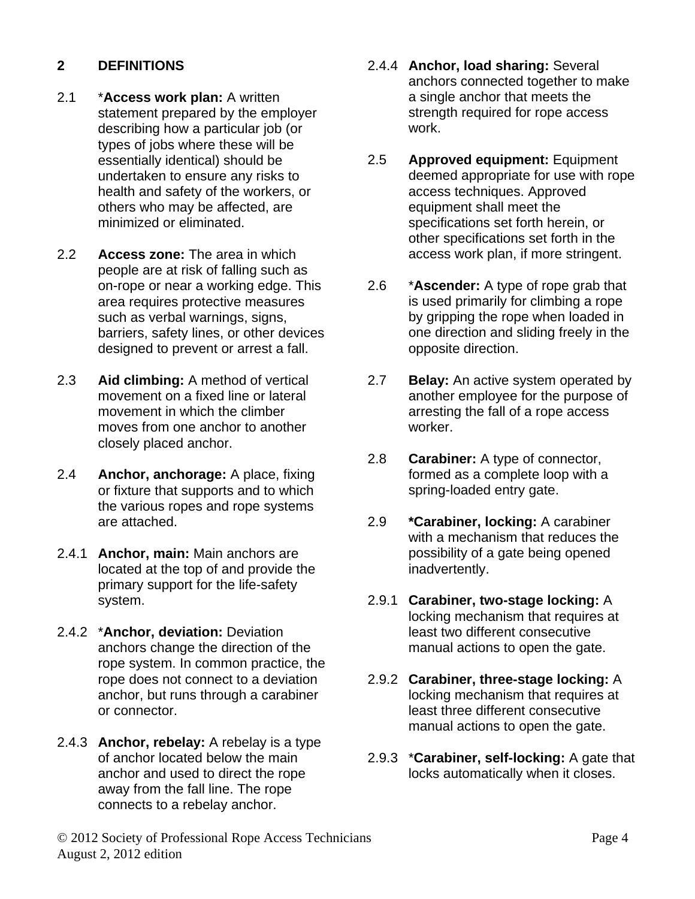## 2 DEFINITIONS

2.1 ***Access work plan:** A written statement prepared by the employer describing how a particular job (or types of jobs where these will be essentially identical) should be undertaken to ensure any risks to health and safety of the workers, or others who may be affected, are minimized or eliminated.

2.2 **Access zone:** The area in which people are at risk of falling such as on-rope or near a working edge. This area requires protective measures such as verbal warnings, signs, barriers, safety lines, or other devices designed to prevent or arrest a fall.

2.3 **Aid climbing:** A method of vertical movement on a fixed line or lateral movement in which the climber moves from one anchor to another closely placed anchor.

2.4 **Anchor, anchorage:** A place, fixing or fixture that supports and to which the various ropes and rope systems are attached.

2.4.1 **Anchor, main:** Main anchors are located at the top of and provide the primary support for the life-safety system.

2.4.2 ***Anchor, deviation:** Deviation anchors change the direction of the rope system. In common practice, the rope does not connect to a deviation anchor, but runs through a carabiner or connector.

2.4.3 **Anchor, rebelay:** A rebelay is a type of anchor located below the main anchor and used to direct the rope away from the fall line. The rope connects to a rebelay anchor.

2.4.4 **Anchor, load sharing:** Several anchors connected together to make a single anchor that meets the strength required for rope access work.

2.5 **Approved equipment:** Equipment deemed appropriate for use with rope access techniques. Approved equipment shall meet the specifications set forth herein, or other specifications set forth in the access work plan, if more stringent.

2.6 ***Ascender:** A type of rope grab that is used primarily for climbing a rope by gripping the rope when loaded in one direction and sliding freely in the opposite direction.

2.7 **Belay:** An active system operated by another employee for the purpose of arresting the fall of a rope access worker.

2.8 **Carabiner:** A type of connector, formed as a complete loop with a spring-loaded entry gate.

2.9 ***Carabiner, locking:** A carabiner with a mechanism that reduces the possibility of a gate being opened inadvertently.

2.9.1 **Carabiner, two-stage locking:** A locking mechanism that requires at least two different consecutive manual actions to open the gate.

2.9.2 **Carabiner, three-stage locking:** A locking mechanism that requires at least three different consecutive manual actions to open the gate.

2.9.3 ***Carabiner, self-locking:** A gate that locks automatically when it closes.

© 2012 Society of Professional Rope Access Technicians
August 2, 2012 edition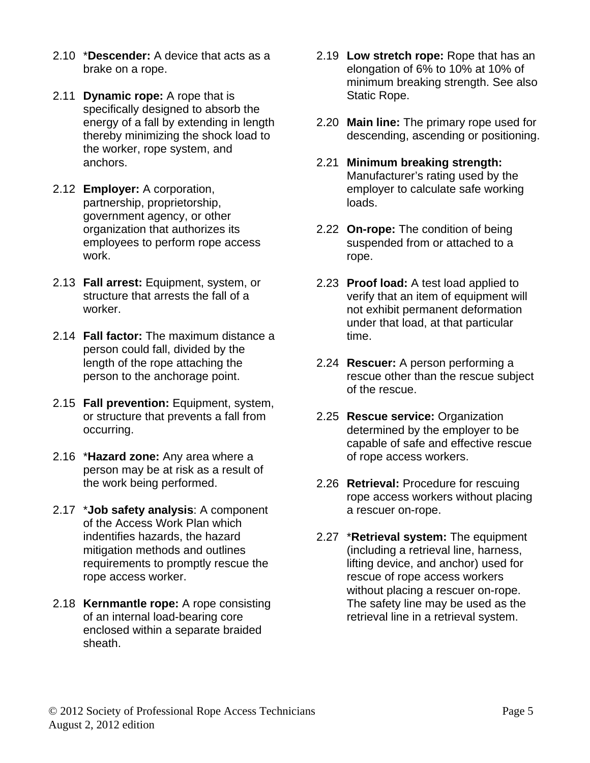2.10 *Descender:** A device that acts as a brake on a rope.

2.11 **Dynamic rope:** A rope that is specifically designed to absorb the energy of a fall by extending in length thereby minimizing the shock load to the worker, rope system, and anchors.

2.12 **Employer:** A corporation, partnership, proprietorship, government agency, or other organization that authorizes its employees to perform rope access work.

2.13 **Fall arrest:** Equipment, system, or structure that arrests the fall of a worker.

2.14 **Fall factor:** The maximum distance a person could fall, divided by the length of the rope attaching the person to the anchorage point.

2.15 **Fall prevention:** Equipment, system, or structure that prevents a fall from occurring.

2.16 *Hazard zone:** Any area where a person may be at risk as a result of the work being performed.

2.17 *Job safety analysis**: A component of the Access Work Plan which indentifies hazards, the hazard mitigation methods and outlines requirements to promptly rescue the rope access worker.

2.18 **Kernmantle rope:** A rope consisting of an internal load-bearing core enclosed within a separate braided sheath.

2.19 **Low stretch rope:** Rope that has an elongation of 6% to 10% at 10% of minimum breaking strength. See also Static Rope.

2.20 **Main line:** The primary rope used for descending, ascending or positioning.

2.21 **Minimum breaking strength:** Manufacturer's rating used by the employer to calculate safe working loads.

2.22 **On-rope:** The condition of being suspended from or attached to a rope.

2.23 **Proof load:** A test load applied to verify that an item of equipment will not exhibit permanent deformation under that load, at that particular time.

2.24 **Rescuer:** A person performing a rescue other than the rescue subject of the rescue.

2.25 **Rescue service:** Organization determined by the employer to be capable of safe and effective rescue of rope access workers.

2.26 **Retrieval:** Procedure for rescuing rope access workers without placing a rescuer on-rope.

2.27 *Retrieval system:** The equipment (including a retrieval line, harness, lifting device, and anchor) used for rescue of rope access workers without placing a rescuer on-rope. The safety line may be used as the retrieval line in a retrieval system.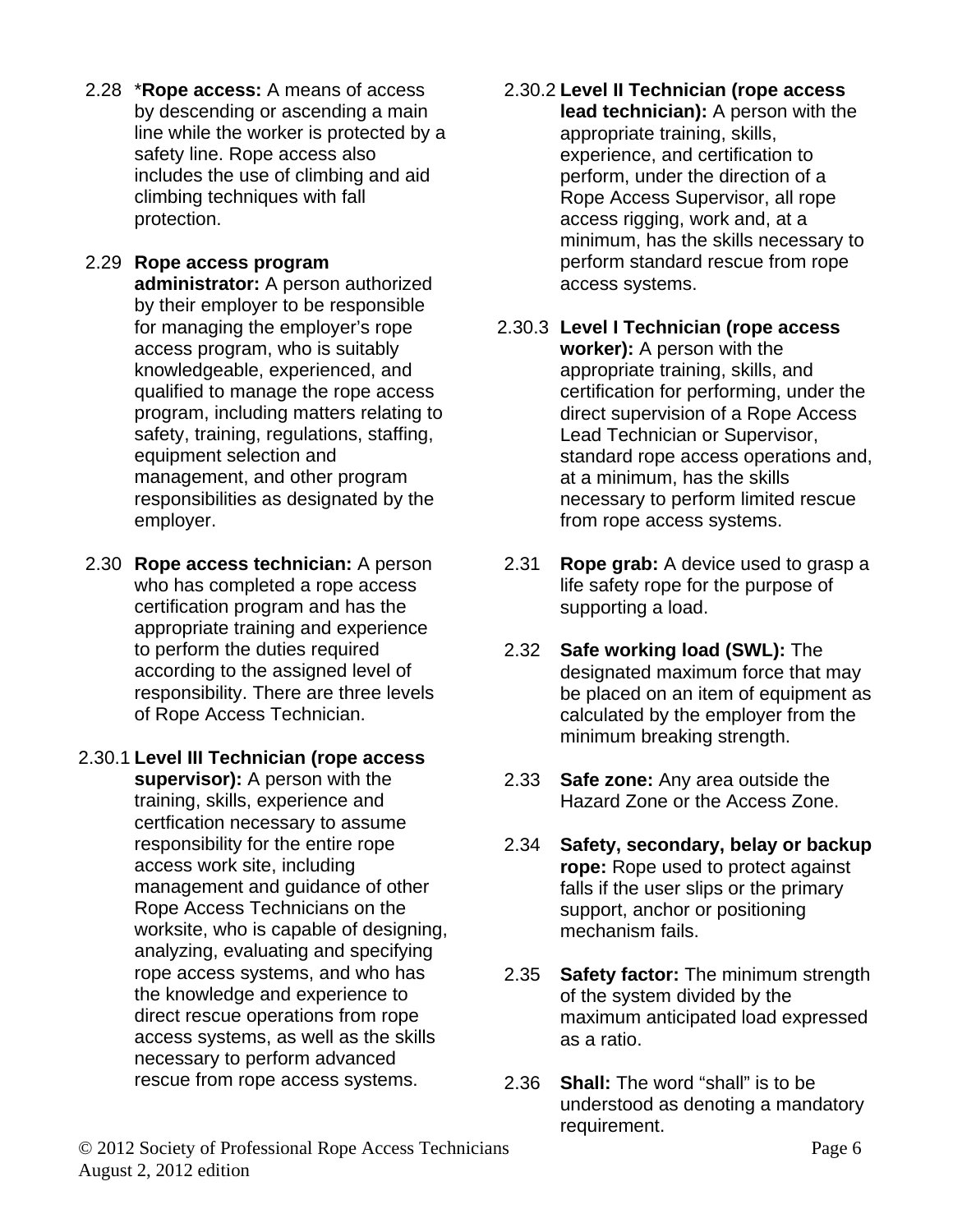2.28 ***Rope access:** A means of access by descending or ascending a main line while the worker is protected by a safety line. Rope access also includes the use of climbing and aid climbing techniques with fall protection.

2.29 **Rope access program administrator:** A person authorized by their employer to be responsible for managing the employer's rope access program, who is suitably knowledgeable, experienced, and qualified to manage the rope access program, including matters relating to safety, training, regulations, staffing, equipment selection and management, and other program responsibilities as designated by the employer.

2.30 **Rope access technician:** A person who has completed a rope access certification program and has the appropriate training and experience to perform the duties required according to the assigned level of responsibility. There are three levels of Rope Access Technician.

2.30.1 **Level III Technician (rope access supervisor):** A person with the training, skills, experience and certfication necessary to assume responsibility for the entire rope access work site, including management and guidance of other Rope Access Technicians on the worksite, who is capable of designing, analyzing, evaluating and specifying rope access systems, and who has the knowledge and experience to direct rescue operations from rope access systems, as well as the skills necessary to perform advanced rescue from rope access systems.

2.30.2 **Level II Technician (rope access lead technician):** A person with the appropriate training, skills, experience, and certification to perform, under the direction of a Rope Access Supervisor, all rope access rigging, work and, at a minimum, has the skills necessary to perform standard rescue from rope access systems.

2.30.3 **Level I Technician (rope access worker):** A person with the appropriate training, skills, and certification for performing, under the direct supervision of a Rope Access Lead Technician or Supervisor, standard rope access operations and, at a minimum, has the skills necessary to perform limited rescue from rope access systems.

2.31 **Rope grab:** A device used to grasp a life safety rope for the purpose of supporting a load.

2.32 **Safe working load (SWL):** The designated maximum force that may be placed on an item of equipment as calculated by the employer from the minimum breaking strength.

2.33 **Safe zone:** Any area outside the Hazard Zone or the Access Zone.

2.34 **Safety, secondary, belay or backup rope:** Rope used to protect against falls if the user slips or the primary support, anchor or positioning mechanism fails.

2.35 **Safety factor:** The minimum strength of the system divided by the maximum anticipated load expressed as a ratio.

2.36 **Shall:** The word "shall" is to be understood as denoting a mandatory requirement.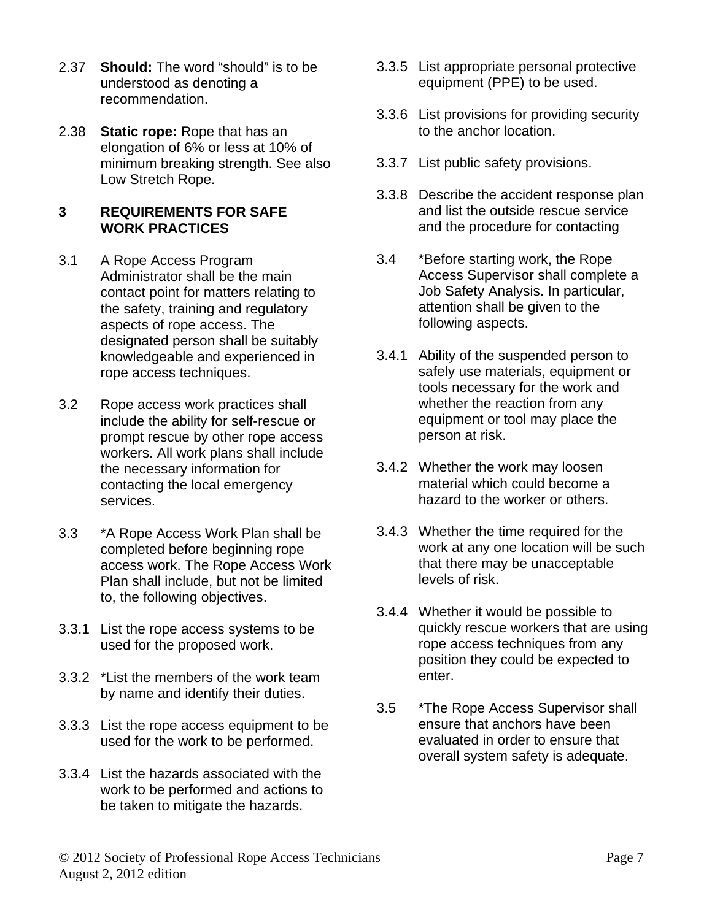2.37 **Should:** The word “should” is to be understood as denoting a recommendation.

2.38 **Static rope:** Rope that has an elongation of 6% or less at 10% of minimum breaking strength. See also Low Stretch Rope.

## 3 REQUIREMENTS FOR SAFE WORK PRACTICES

3.1 A Rope Access Program Administrator shall be the main contact point for matters relating to the safety, training and regulatory aspects of rope access. The designated person shall be suitably knowledgeable and experienced in rope access techniques.

3.2 Rope access work practices shall include the ability for self-rescue or prompt rescue by other rope access workers. All work plans shall include the necessary information for contacting the local emergency services.

3.3 *A Rope Access Work Plan shall be completed before beginning rope access work. The Rope Access Work Plan shall include, but not be limited to, the following objectives.

3.3.1 List the rope access systems to be used for the proposed work.

3.3.2 *List the members of the work team by name and identify their duties.

3.3.3 List the rope access equipment to be used for the work to be performed.

3.3.4 List the hazards associated with the work to be performed and actions to be taken to mitigate the hazards.

3.3.5 List appropriate personal protective equipment (PPE) to be used.

3.3.6 List provisions for providing security to the anchor location.

3.3.7 List public safety provisions.

3.3.8 Describe the accident response plan and list the outside rescue service and the procedure for contacting

3.4 *Before starting work, the Rope Access Supervisor shall complete a Job Safety Analysis. In particular, attention shall be given to the following aspects.

3.4.1 Ability of the suspended person to safely use materials, equipment or tools necessary for the work and whether the reaction from any equipment or tool may place the person at risk.

3.4.2 Whether the work may loosen material which could become a hazard to the worker or others.

3.4.3 Whether the time required for the work at any one location will be such that there may be unacceptable levels of risk.

3.4.4 Whether it would be possible to quickly rescue workers that are using rope access techniques from any position they could be expected to enter.

3.5 *The Rope Access Supervisor shall ensure that anchors have been evaluated in order to ensure that overall system safety is adequate.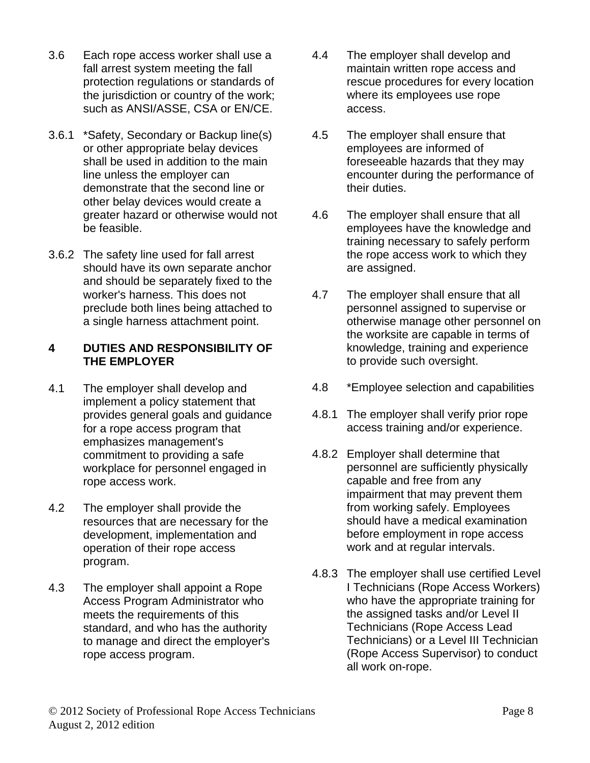3.6 Each rope access worker shall use a fall arrest system meeting the fall protection regulations or standards of the jurisdiction or country of the work; such as ANSI/ASSE, CSA or EN/CE.

3.6.1 *Safety, Secondary or Backup line(s) or other appropriate belay devices shall be used in addition to the main line unless the employer can demonstrate that the second line or other belay devices would create a greater hazard or otherwise would not be feasible.

3.6.2 The safety line used for fall arrest should have its own separate anchor and should be separately fixed to the worker's harness. This does not preclude both lines being attached to a single harness attachment point.

## 4 DUTIES AND RESPONSIBILITY OF THE EMPLOYER

4.1 The employer shall develop and implement a policy statement that provides general goals and guidance for a rope access program that emphasizes management's commitment to providing a safe workplace for personnel engaged in rope access work.

4.2 The employer shall provide the resources that are necessary for the development, implementation and operation of their rope access program.

4.3 The employer shall appoint a Rope Access Program Administrator who meets the requirements of this standard, and who has the authority to manage and direct the employer's rope access program.

4.4 The employer shall develop and maintain written rope access and rescue procedures for every location where its employees use rope access.

4.5 The employer shall ensure that employees are informed of foreseeable hazards that they may encounter during the performance of their duties.

4.6 The employer shall ensure that all employees have the knowledge and training necessary to safely perform the rope access work to which they are assigned.

4.7 The employer shall ensure that all personnel assigned to supervise or otherwise manage other personnel on the worksite are capable in terms of knowledge, training and experience to provide such oversight.

4.8 *Employee selection and capabilities

4.8.1 The employer shall verify prior rope access training and/or experience.

4.8.2 Employer shall determine that personnel are sufficiently physically capable and free from any impairment that may prevent them from working safely. Employees should have a medical examination before employment in rope access work and at regular intervals.

4.8.3 The employer shall use certified Level I Technicians (Rope Access Workers) who have the appropriate training for the assigned tasks and/or Level II Technicians (Rope Access Lead Technicians) or a Level III Technician (Rope Access Supervisor) to conduct all work on-rope.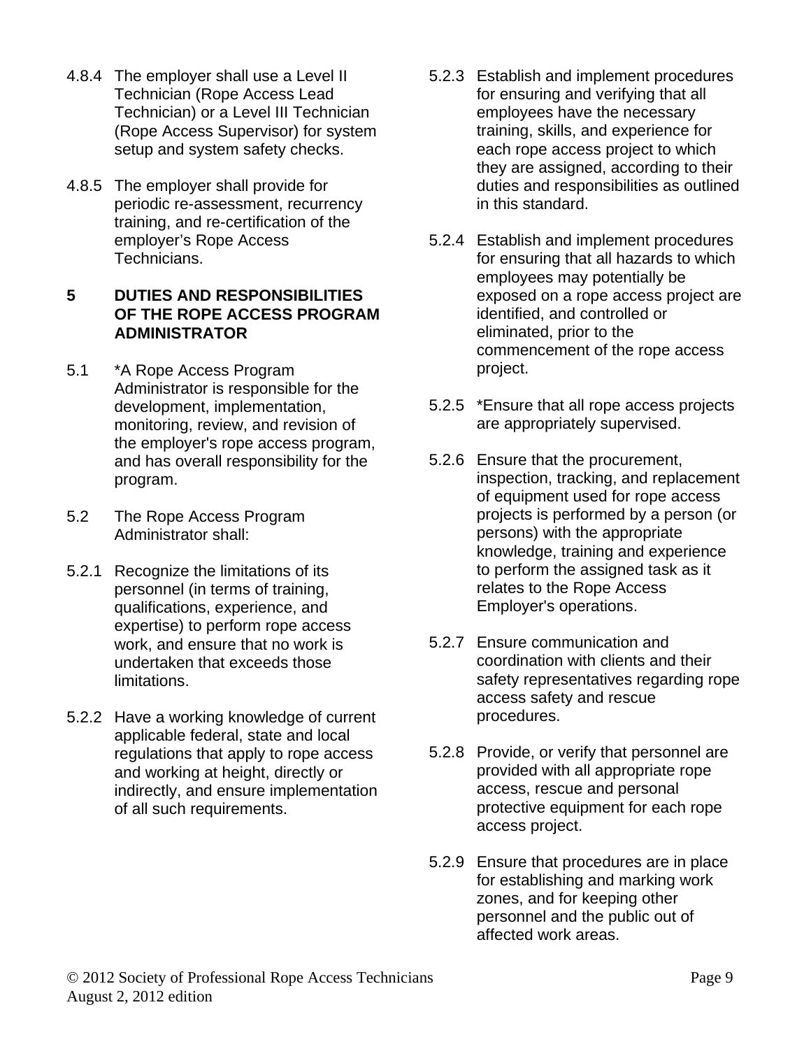4.8.4 The employer shall use a Level II Technician (Rope Access Lead Technician) or a Level III Technician (Rope Access Supervisor) for system setup and system safety checks.

4.8.5 The employer shall provide for periodic re-assessment, recurrency training, and re-certification of the employer's Rope Access Technicians.

## 5 DUTIES AND RESPONSIBILITIES OF THE ROPE ACCESS PROGRAM ADMINISTRATOR

5.1 *A Rope Access Program Administrator is responsible for the development, implementation, monitoring, review, and revision of the employer's rope access program, and has overall responsibility for the program.

5.2 The Rope Access Program Administrator shall:

5.2.1 Recognize the limitations of its personnel (in terms of training, qualifications, experience, and expertise) to perform rope access work, and ensure that no work is undertaken that exceeds those limitations.

5.2.2 Have a working knowledge of current applicable federal, state and local regulations that apply to rope access and working at height, directly or indirectly, and ensure implementation of all such requirements.

5.2.3 Establish and implement procedures for ensuring and verifying that all employees have the necessary training, skills, and experience for each rope access project to which they are assigned, according to their duties and responsibilities as outlined in this standard.

5.2.4 Establish and implement procedures for ensuring that all hazards to which employees may potentially be exposed on a rope access project are identified, and controlled or eliminated, prior to the commencement of the rope access project.

5.2.5 *Ensure that all rope access projects are appropriately supervised.

5.2.6 Ensure that the procurement, inspection, tracking, and replacement of equipment used for rope access projects is performed by a person (or persons) with the appropriate knowledge, training and experience to perform the assigned task as it relates to the Rope Access Employer's operations.

5.2.7 Ensure communication and coordination with clients and their safety representatives regarding rope access safety and rescue procedures.

5.2.8 Provide, or verify that personnel are provided with all appropriate rope access, rescue and personal protective equipment for each rope access project.

5.2.9 Ensure that procedures are in place for establishing and marking work zones, and for keeping other personnel and the public out of affected work areas.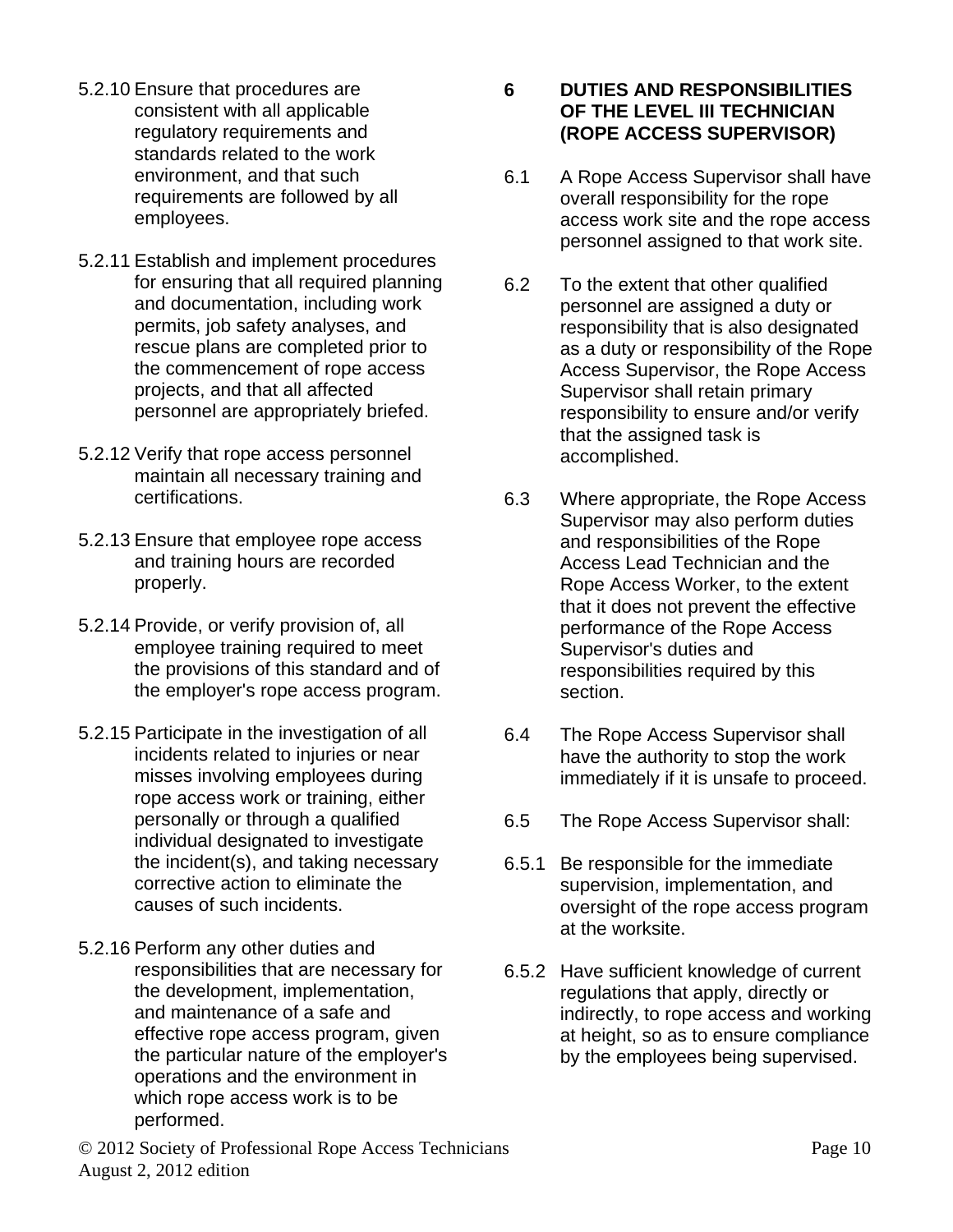5.2.10 Ensure that procedures are consistent with all applicable regulatory requirements and standards related to the work environment, and that such requirements are followed by all employees.

5.2.11 Establish and implement procedures for ensuring that all required planning and documentation, including work permits, job safety analyses, and rescue plans are completed prior to the commencement of rope access projects, and that all affected personnel are appropriately briefed.

5.2.12 Verify that rope access personnel maintain all necessary training and certifications.

5.2.13 Ensure that employee rope access and training hours are recorded properly.

5.2.14 Provide, or verify provision of, all employee training required to meet the provisions of this standard and of the employer's rope access program.

5.2.15 Participate in the investigation of all incidents related to injuries or near misses involving employees during rope access work or training, either personally or through a qualified individual designated to investigate the incident(s), and taking necessary corrective action to eliminate the causes of such incidents.

5.2.16 Perform any other duties and responsibilities that are necessary for the development, implementation, and maintenance of a safe and effective rope access program, given the particular nature of the employer's operations and the environment in which rope access work is to be performed.

## 6 DUTIES AND RESPONSIBILITIES OF THE LEVEL III TECHNICIAN (ROPE ACCESS SUPERVISOR)

6.1 A Rope Access Supervisor shall have overall responsibility for the rope access work site and the rope access personnel assigned to that work site.

6.2 To the extent that other qualified personnel are assigned a duty or responsibility that is also designated as a duty or responsibility of the Rope Access Supervisor, the Rope Access Supervisor shall retain primary responsibility to ensure and/or verify that the assigned task is accomplished.

6.3 Where appropriate, the Rope Access Supervisor may also perform duties and responsibilities of the Rope Access Lead Technician and the Rope Access Worker, to the extent that it does not prevent the effective performance of the Rope Access Supervisor's duties and responsibilities required by this section.

6.4 The Rope Access Supervisor shall have the authority to stop the work immediately if it is unsafe to proceed.

6.5 The Rope Access Supervisor shall:

6.5.1 Be responsible for the immediate supervision, implementation, and oversight of the rope access program at the worksite.

6.5.2 Have sufficient knowledge of current regulations that apply, directly or indirectly, to rope access and working at height, so as to ensure compliance by the employees being supervised.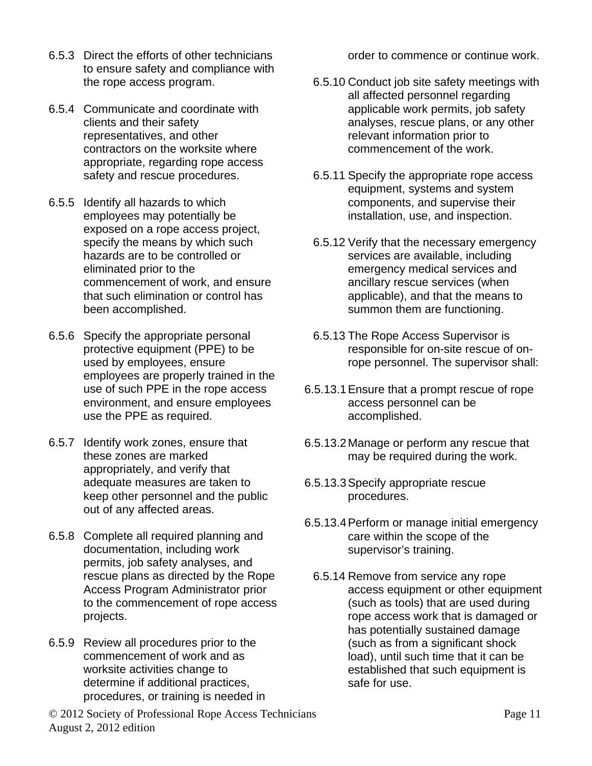6.5.3 Direct the efforts of other technicians to ensure safety and compliance with the rope access program.

6.5.4 Communicate and coordinate with clients and their safety representatives, and other contractors on the worksite where appropriate, regarding rope access safety and rescue procedures.

6.5.5 Identify all hazards to which employees may potentially be exposed on a rope access project, specify the means by which such hazards are to be controlled or eliminated prior to the commencement of work, and ensure that such elimination or control has been accomplished.

6.5.6 Specify the appropriate personal protective equipment (PPE) to be used by employees, ensure employees are properly trained in the use of such PPE in the rope access environment, and ensure employees use the PPE as required.

6.5.7 Identify work zones, ensure that these zones are marked appropriately, and verify that adequate measures are taken to keep other personnel and the public out of any affected areas.

6.5.8 Complete all required planning and documentation, including work permits, job safety analyses, and rescue plans as directed by the Rope Access Program Administrator prior to the commencement of rope access projects.

6.5.9 Review all procedures prior to the commencement of work and as worksite activities change to determine if additional practices, procedures, or training is needed in order to commence or continue work.

6.5.10 Conduct job site safety meetings with all affected personnel regarding applicable work permits, job safety analyses, rescue plans, or any other relevant information prior to commencement of the work.

6.5.11 Specify the appropriate rope access equipment, systems and system components, and supervise their installation, use, and inspection.

6.5.12 Verify that the necessary emergency services are available, including emergency medical services and ancillary rescue services (when applicable), and that the means to summon them are functioning.

6.5.13 The Rope Access Supervisor is responsible for on-site rescue of on-rope personnel. The supervisor shall:

6.5.13.1 Ensure that a prompt rescue of rope access personnel can be accomplished.

6.5.13.2 Manage or perform any rescue that may be required during the work.

6.5.13.3 Specify appropriate rescue procedures.

6.5.13.4 Perform or manage initial emergency care within the scope of the supervisor's training.

6.5.14 Remove from service any rope access equipment or other equipment (such as tools) that are used during rope access work that is damaged or has potentially sustained damage (such as from a significant shock load), until such time that it can be established that such equipment is safe for use.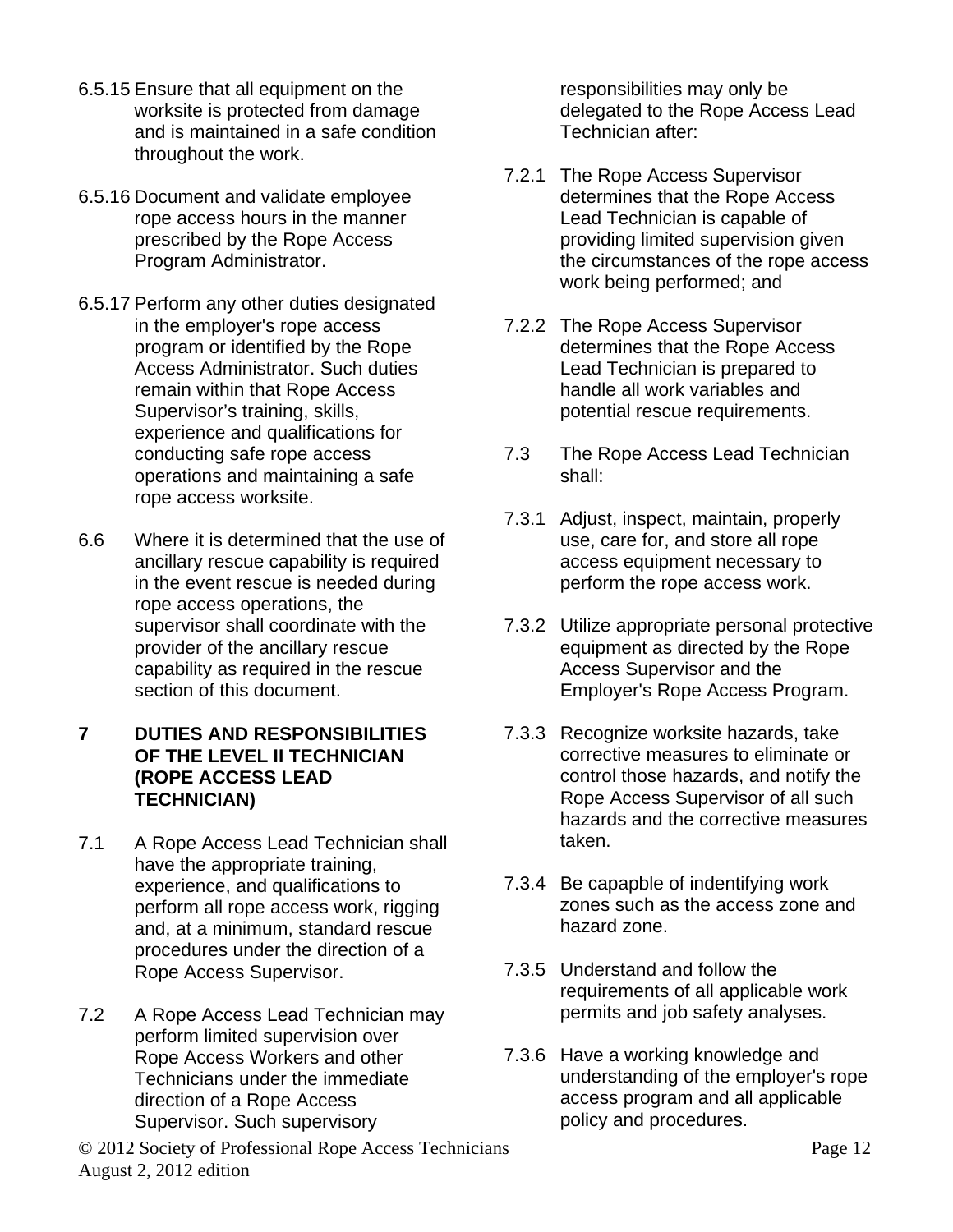6.5.15 Ensure that all equipment on the worksite is protected from damage and is maintained in a safe condition throughout the work.

6.5.16 Document and validate employee rope access hours in the manner prescribed by the Rope Access Program Administrator.

6.5.17 Perform any other duties designated in the employer's rope access program or identified by the Rope Access Administrator. Such duties remain within that Rope Access Supervisor's training, skills, experience and qualifications for conducting safe rope access operations and maintaining a safe rope access worksite.

6.6 Where it is determined that the use of ancillary rescue capability is required in the event rescue is needed during rope access operations, the supervisor shall coordinate with the provider of the ancillary rescue capability as required in the rescue section of this document.

## 7 DUTIES AND RESPONSIBILITIES OF THE LEVEL II TECHNICIAN (ROPE ACCESS LEAD TECHNICIAN)

7.1 A Rope Access Lead Technician shall have the appropriate training, experience, and qualifications to perform all rope access work, rigging and, at a minimum, standard rescue procedures under the direction of a Rope Access Supervisor.

7.2 A Rope Access Lead Technician may perform limited supervision over Rope Access Workers and other Technicians under the immediate direction of a Rope Access Supervisor. Such supervisory responsibilities may only be delegated to the Rope Access Lead Technician after:

7.2.1 The Rope Access Supervisor determines that the Rope Access Lead Technician is capable of providing limited supervision given the circumstances of the rope access work being performed; and

7.2.2 The Rope Access Supervisor determines that the Rope Access Lead Technician is prepared to handle all work variables and potential rescue requirements.

7.3 The Rope Access Lead Technician shall:

7.3.1 Adjust, inspect, maintain, properly use, care for, and store all rope access equipment necessary to perform the rope access work.

7.3.2 Utilize appropriate personal protective equipment as directed by the Rope Access Supervisor and the Employer's Rope Access Program.

7.3.3 Recognize worksite hazards, take corrective measures to eliminate or control those hazards, and notify the Rope Access Supervisor of all such hazards and the corrective measures taken.

7.3.4 Be capapble of indentifying work zones such as the access zone and hazard zone.

7.3.5 Understand and follow the requirements of all applicable work permits and job safety analyses.

7.3.6 Have a working knowledge and understanding of the employer's rope access program and all applicable policy and procedures.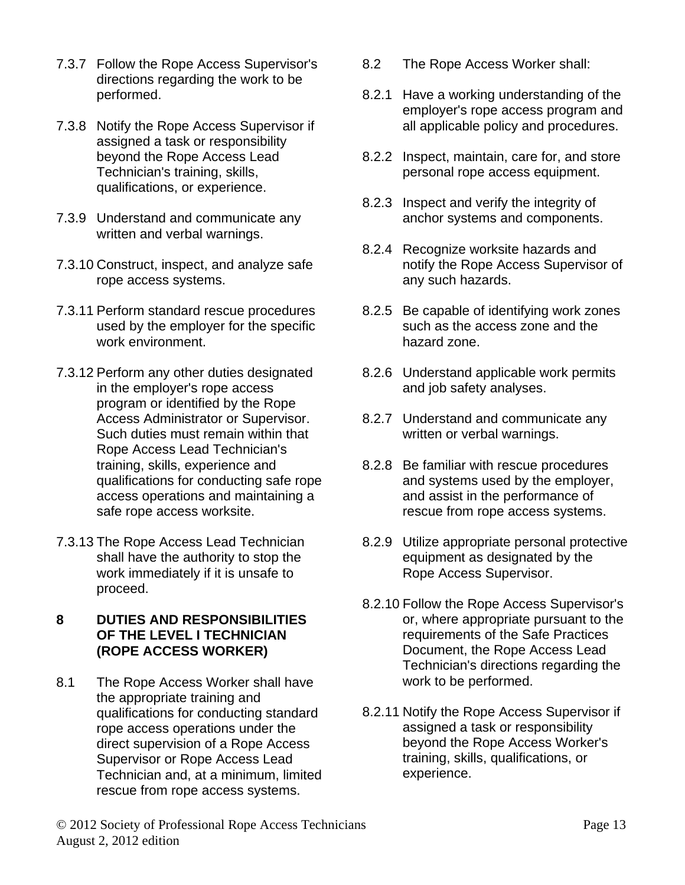7.3.7 Follow the Rope Access Supervisor's directions regarding the work to be performed.

7.3.8 Notify the Rope Access Supervisor if assigned a task or responsibility beyond the Rope Access Lead Technician's training, skills, qualifications, or experience.

7.3.9 Understand and communicate any written and verbal warnings.

7.3.10 Construct, inspect, and analyze safe rope access systems.

7.3.11 Perform standard rescue procedures used by the employer for the specific work environment.

7.3.12 Perform any other duties designated in the employer's rope access program or identified by the Rope Access Administrator or Supervisor. Such duties must remain within that Rope Access Lead Technician's training, skills, experience and qualifications for conducting safe rope access operations and maintaining a safe rope access worksite.

7.3.13 The Rope Access Lead Technician shall have the authority to stop the work immediately if it is unsafe to proceed.

## 8 DUTIES AND RESPONSIBILITIES OF THE LEVEL I TECHNICIAN (ROPE ACCESS WORKER)

8.1 The Rope Access Worker shall have the appropriate training and qualifications for conducting standard rope access operations under the direct supervision of a Rope Access Supervisor or Rope Access Lead Technician and, at a minimum, limited rescue from rope access systems.

8.2 The Rope Access Worker shall:

8.2.1 Have a working understanding of the employer's rope access program and all applicable policy and procedures.

8.2.2 Inspect, maintain, care for, and store personal rope access equipment.

8.2.3 Inspect and verify the integrity of anchor systems and components.

8.2.4 Recognize worksite hazards and notify the Rope Access Supervisor of any such hazards.

8.2.5 Be capable of identifying work zones such as the access zone and the hazard zone.

8.2.6 Understand applicable work permits and job safety analyses.

8.2.7 Understand and communicate any written or verbal warnings.

8.2.8 Be familiar with rescue procedures and systems used by the employer, and assist in the performance of rescue from rope access systems.

8.2.9 Utilize appropriate personal protective equipment as designated by the Rope Access Supervisor.

8.2.10 Follow the Rope Access Supervisor's or, where appropriate pursuant to the requirements of the Safe Practices Document, the Rope Access Lead Technician's directions regarding the work to be performed.

8.2.11 Notify the Rope Access Supervisor if assigned a task or responsibility beyond the Rope Access Worker's training, skills, qualifications, or experience.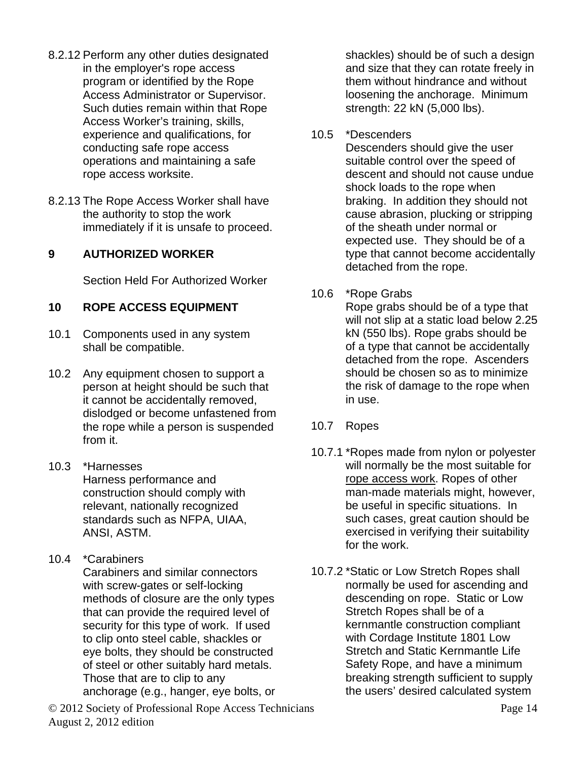8.2.12 Perform any other duties designated in the employer's rope access program or identified by the Rope Access Administrator or Supervisor. Such duties remain within that Rope Access Worker’s training, skills, experience and qualifications, for conducting safe rope access operations and maintaining a safe rope access worksite.

8.2.13 The Rope Access Worker shall have the authority to stop the work immediately if it is unsafe to proceed.

## 9 AUTHORIZED WORKER

Section Held For Authorized Worker

## 10 ROPE ACCESS EQUIPMENT

10.1 Components used in any system shall be compatible.

10.2 Any equipment chosen to support a person at height should be such that it cannot be accidentally removed, dislodged or become unfastened from the rope while a person is suspended from it.

10.3 *Harnesses
Harness performance and construction should comply with relevant, nationally recognized standards such as NFPA, UIAA, ANSI, ASTM.

10.4 *Carabiners
Carabiners and similar connectors with screw-gates or self-locking methods of closure are the only types that can provide the required level of security for this type of work. If used to clip onto steel cable, shackles or eye bolts, they should be constructed of steel or other suitably hard metals. Those that are to clip to any anchorage (e.g., hanger, eye bolts, or shackles) should be of such a design and size that they can rotate freely in them without hindrance and without loosening the anchorage. Minimum strength: 22 kN (5,000 lbs).

10.5 *Descenders
Descenders should give the user suitable control over the speed of descent and should not cause undue shock loads to the rope when braking. In addition they should not cause abrasion, plucking or stripping of the sheath under normal or expected use. They should be of a type that cannot become accidentally detached from the rope.

10.6 *Rope Grabs
Rope grabs should be of a type that will not slip at a static load below 2.25 kN (550 lbs). Rope grabs should be of a type that cannot be accidentally detached from the rope. Ascenders should be chosen so as to minimize the risk of damage to the rope when in use.

10.7 Ropes

10.7.1 *Ropes made from nylon or polyester will normally be the most suitable for rope access work. Ropes of other man-made materials might, however, be useful in specific situations. In such cases, great caution should be exercised in verifying their suitability for the work.

10.7.2 *Static or Low Stretch Ropes shall normally be used for ascending and descending on rope. Static or Low Stretch Ropes shall be of a kernmantle construction compliant with Cordage Institute 1801 Low Stretch and Static Kernmantle Life Safety Rope, and have a minimum breaking strength sufficient to supply the users’ desired calculated system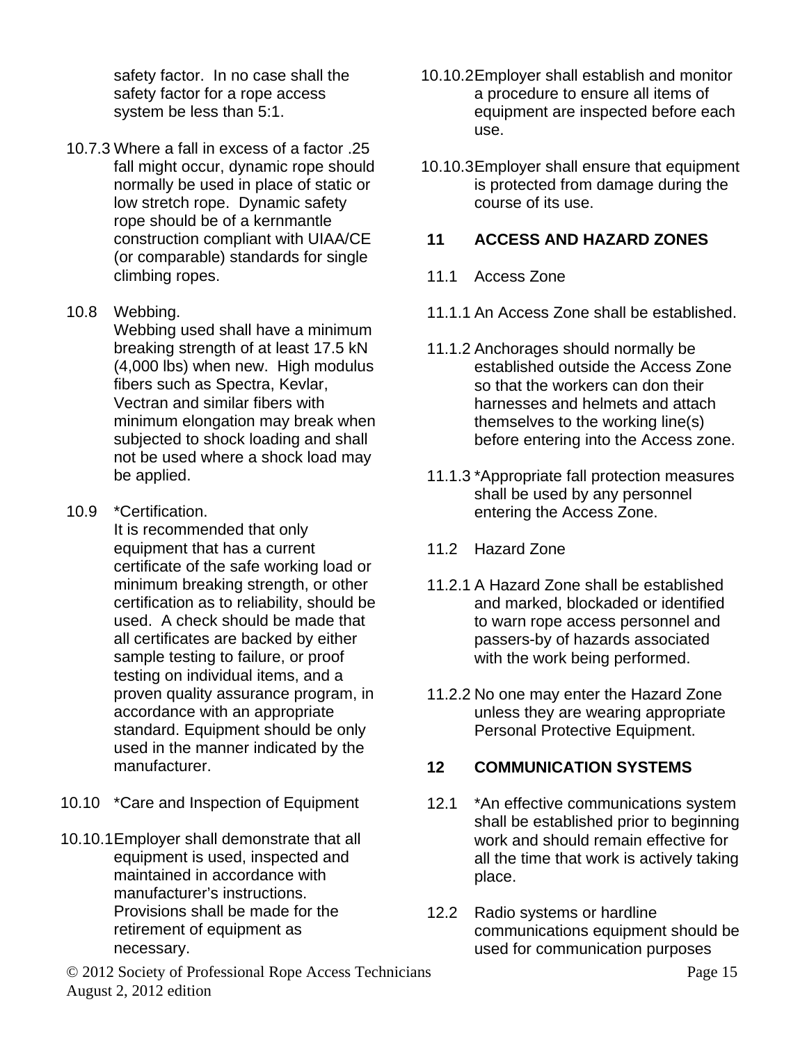safety factor. In no case shall the safety factor for a rope access system be less than 5:1.

10.7.3 Where a fall in excess of a factor .25 fall might occur, dynamic rope should normally be used in place of static or low stretch rope. Dynamic safety rope should be of a kernmantle construction compliant with UIAA/CE (or comparable) standards for single climbing ropes.

10.8 Webbing.
Webbing used shall have a minimum breaking strength of at least 17.5 kN (4,000 lbs) when new. High modulus fibers such as Spectra, Kevlar, Vectran and similar fibers with minimum elongation may break when subjected to shock loading and shall not be used where a shock load may be applied.

10.9 *Certification.
It is recommended that only equipment that has a current certificate of the safe working load or minimum breaking strength, or other certification as to reliability, should be used. A check should be made that all certificates are backed by either sample testing to failure, or proof testing on individual items, and a proven quality assurance program, in accordance with an appropriate standard. Equipment should be only used in the manner indicated by the manufacturer.

10.10 *Care and Inspection of Equipment

10.10.1 Employer shall demonstrate that all equipment is used, inspected and maintained in accordance with manufacturer's instructions. Provisions shall be made for the retirement of equipment as necessary.

10.10.2 Employer shall establish and monitor a procedure to ensure all items of equipment are inspected before each use.

10.10.3 Employer shall ensure that equipment is protected from damage during the course of its use.

## 11 ACCESS AND HAZARD ZONES

11.1 Access Zone

11.1.1 An Access Zone shall be established.

11.1.2 Anchorages should normally be established outside the Access Zone so that the workers can don their harnesses and helmets and attach themselves to the working line(s) before entering into the Access zone.

11.1.3 *Appropriate fall protection measures shall be used by any personnel entering the Access Zone.

11.2 Hazard Zone

11.2.1 A Hazard Zone shall be established and marked, blockaded or identified to warn rope access personnel and passers-by of hazards associated with the work being performed.

11.2.2 No one may enter the Hazard Zone unless they are wearing appropriate Personal Protective Equipment.

## 12 COMMUNICATION SYSTEMS

12.1 *An effective communications system shall be established prior to beginning work and should remain effective for all the time that work is actively taking place.

12.2 Radio systems or hardline communications equipment should be used for communication purposes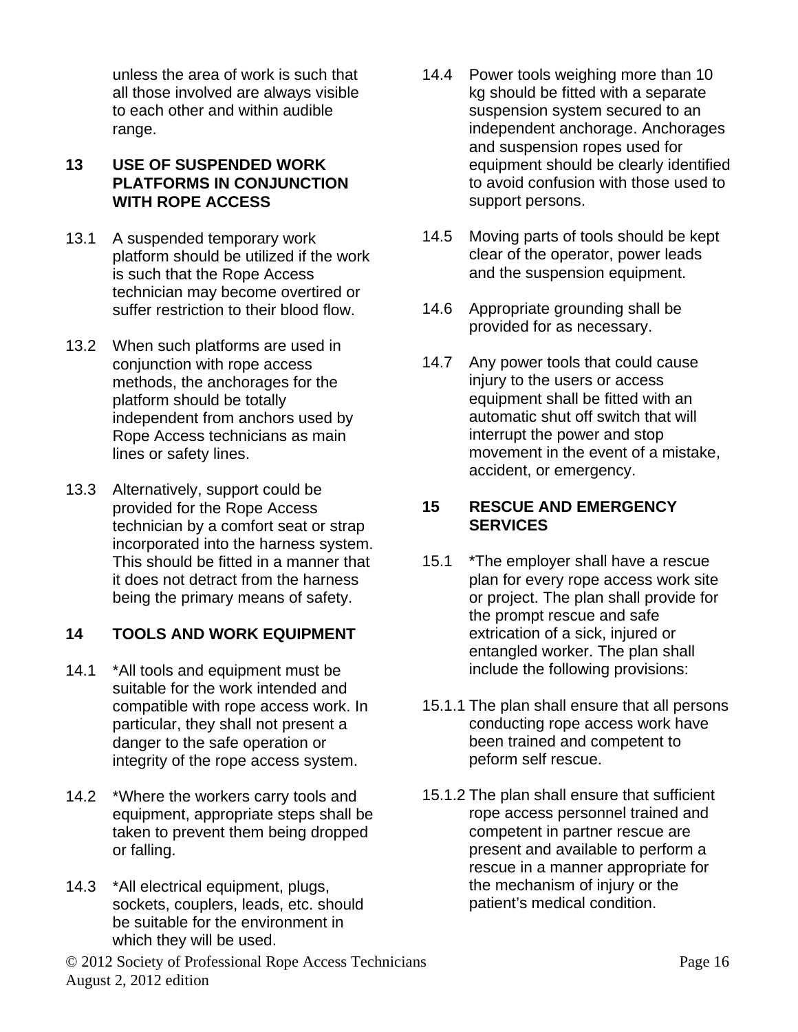unless the area of work is such that all those involved are always visible to each other and within audible range.

## 13 USE OF SUSPENDED WORK PLATFORMS IN CONJUNCTION WITH ROPE ACCESS

13.1 A suspended temporary work platform should be utilized if the work is such that the Rope Access technician may become overtired or suffer restriction to their blood flow.

13.2 When such platforms are used in conjunction with rope access methods, the anchorages for the platform should be totally independent from anchors used by Rope Access technicians as main lines or safety lines.

13.3 Alternatively, support could be provided for the Rope Access technician by a comfort seat or strap incorporated into the harness system. This should be fitted in a manner that it does not detract from the harness being the primary means of safety.

## 14 TOOLS AND WORK EQUIPMENT

14.1 *All tools and equipment must be suitable for the work intended and compatible with rope access work. In particular, they shall not present a danger to the safe operation or integrity of the rope access system.

14.2 *Where the workers carry tools and equipment, appropriate steps shall be taken to prevent them being dropped or falling.

14.3 *All electrical equipment, plugs, sockets, couplers, leads, etc. should be suitable for the environment in which they will be used.

14.4 Power tools weighing more than 10 kg should be fitted with a separate suspension system secured to an independent anchorage. Anchorages and suspension ropes used for equipment should be clearly identified to avoid confusion with those used to support persons.

14.5 Moving parts of tools should be kept clear of the operator, power leads and the suspension equipment.

14.6 Appropriate grounding shall be provided for as necessary.

14.7 Any power tools that could cause injury to the users or access equipment shall be fitted with an automatic shut off switch that will interrupt the power and stop movement in the event of a mistake, accident, or emergency.

## 15 RESCUE AND EMERGENCY SERVICES

15.1 *The employer shall have a rescue plan for every rope access work site or project. The plan shall provide for the prompt rescue and safe extrication of a sick, injured or entangled worker. The plan shall include the following provisions:

15.1.1 The plan shall ensure that all persons conducting rope access work have been trained and competent to peform self rescue.

15.1.2 The plan shall ensure that sufficient rope access personnel trained and competent in partner rescue are present and available to perform a rescue in a manner appropriate for the mechanism of injury or the patient's medical condition.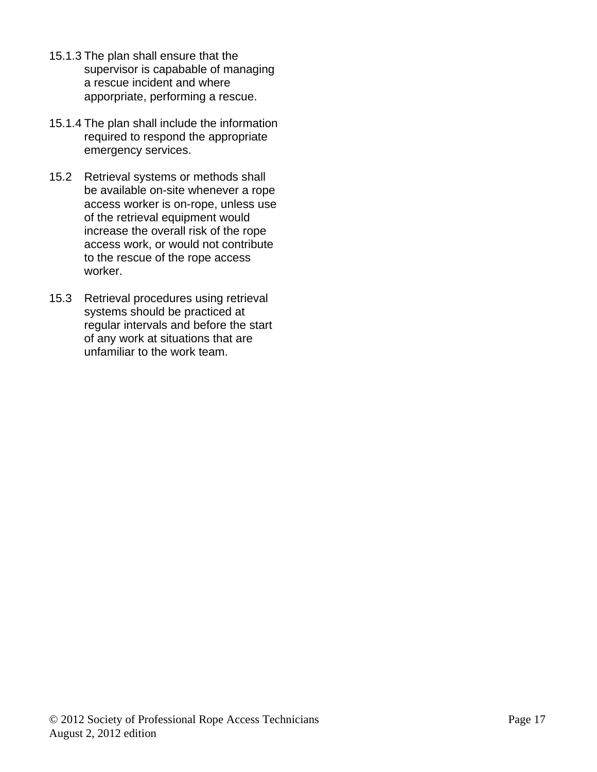15.1.3 The plan shall ensure that the supervisor is capabable of managing a rescue incident and where apporpriate, performing a rescue.

15.1.4 The plan shall include the information required to respond the appropriate emergency services.

15.2 Retrieval systems or methods shall be available on-site whenever a rope access worker is on-rope, unless use of the retrieval equipment would increase the overall risk of the rope access work, or would not contribute to the rescue of the rope access worker.

15.3 Retrieval procedures using retrieval systems should be practiced at regular intervals and before the start of any work at situations that are unfamiliar to the work team.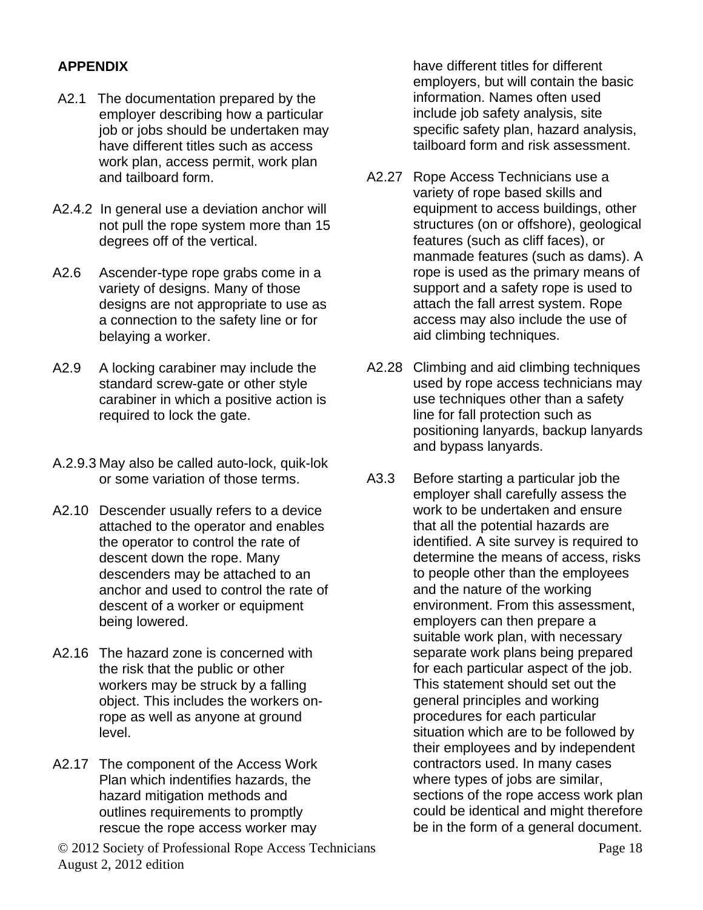**APPENDIX**

A2.1 The documentation prepared by the employer describing how a particular job or jobs should be undertaken may have different titles such as access work plan, access permit, work plan and tailboard form.

A2.4.2 In general use a deviation anchor will not pull the rope system more than 15 degrees off of the vertical.

A2.6 Ascender-type rope grabs come in a variety of designs. Many of those designs are not appropriate to use as a connection to the safety line or for belaying a worker.

A2.9 A locking carabiner may include the standard screw-gate or other style carabiner in which a positive action is required to lock the gate.

A.2.9.3 May also be called auto-lock, quik-lok or some variation of those terms.

A2.10 Descender usually refers to a device attached to the operator and enables the operator to control the rate of descent down the rope. Many descenders may be attached to an anchor and used to control the rate of descent of a worker or equipment being lowered.

A2.16 The hazard zone is concerned with the risk that the public or other workers may be struck by a falling object. This includes the workers on-rope as well as anyone at ground level.

A2.17 The component of the Access Work Plan which indentifies hazards, the hazard mitigation methods and outlines requirements to promptly rescue the rope access worker may have different titles for different employers, but will contain the basic information. Names often used include job safety analysis, site specific safety plan, hazard analysis, tailboard form and risk assessment.

A2.27 Rope Access Technicians use a variety of rope based skills and equipment to access buildings, other structures (on or offshore), geological features (such as cliff faces), or manmade features (such as dams). A rope is used as the primary means of support and a safety rope is used to attach the fall arrest system. Rope access may also include the use of aid climbing techniques.

A2.28 Climbing and aid climbing techniques used by rope access technicians may use techniques other than a safety line for fall protection such as positioning lanyards, backup lanyards and bypass lanyards.

A3.3 Before starting a particular job the employer shall carefully assess the work to be undertaken and ensure that all the potential hazards are identified. A site survey is required to determine the means of access, risks to people other than the employees and the nature of the working environment. From this assessment, employers can then prepare a suitable work plan, with necessary separate work plans being prepared for each particular aspect of the job. This statement should set out the general principles and working procedures for each particular situation which are to be followed by their employees and by independent contractors used. In many cases where types of jobs are similar, sections of the rope access work plan could be identical and might therefore be in the form of a general document.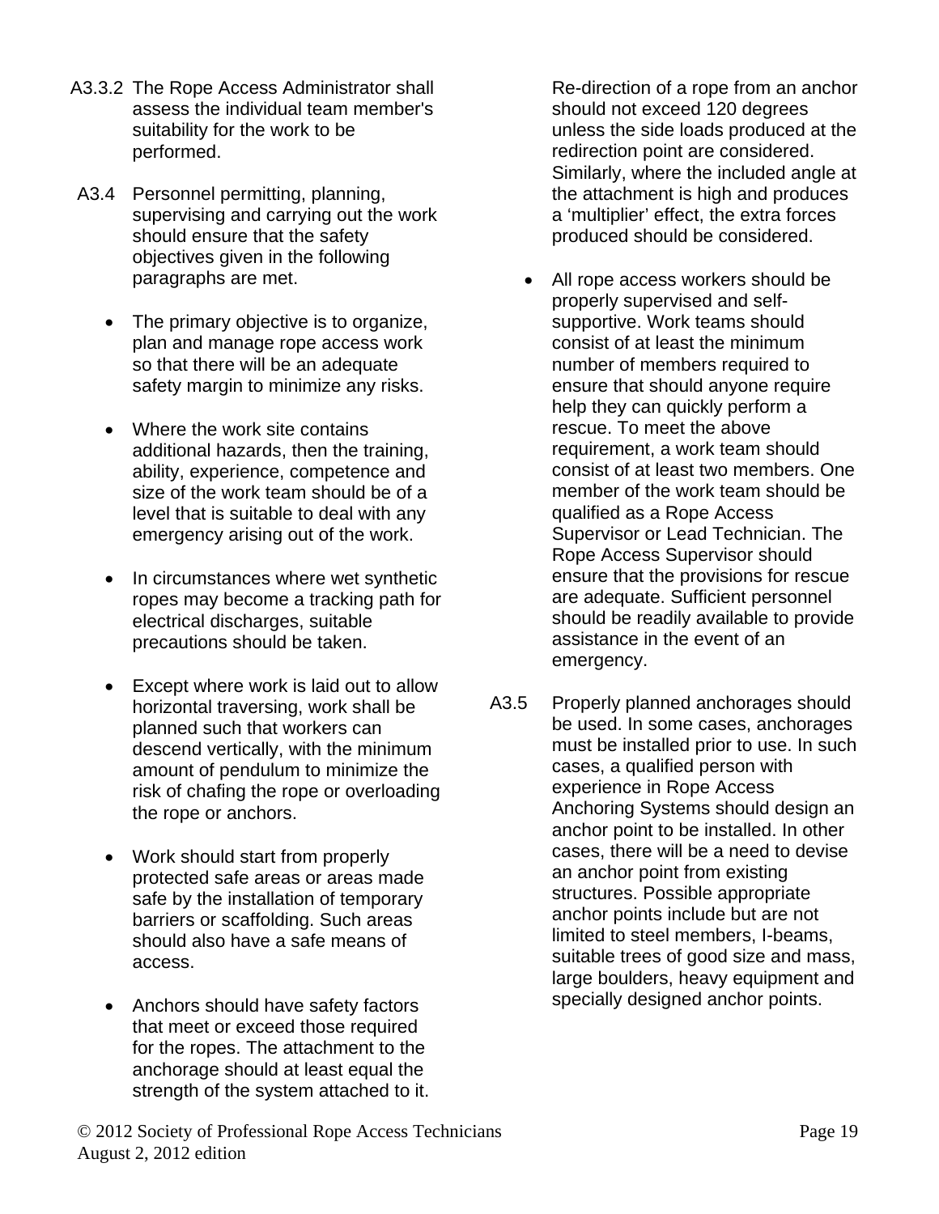A3.3.2 The Rope Access Administrator shall assess the individual team member's suitability for the work to be performed.

A3.4 Personnel permitting, planning, supervising and carrying out the work should ensure that the safety objectives given in the following paragraphs are met.

- The primary objective is to organize, plan and manage rope access work so that there will be an adequate safety margin to minimize any risks.

- Where the work site contains additional hazards, then the training, ability, experience, competence and size of the work team should be of a level that is suitable to deal with any emergency arising out of the work.

- In circumstances where wet synthetic ropes may become a tracking path for electrical discharges, suitable precautions should be taken.

- Except where work is laid out to allow horizontal traversing, work shall be planned such that workers can descend vertically, with the minimum amount of pendulum to minimize the risk of chafing the rope or overloading the rope or anchors.

- Work should start from properly protected safe areas or areas made safe by the installation of temporary barriers or scaffolding. Such areas should also have a safe means of access.

- Anchors should have safety factors that meet or exceed those required for the ropes. The attachment to the anchorage should at least equal the strength of the system attached to it. Re-direction of a rope from an anchor should not exceed 120 degrees unless the side loads produced at the redirection point are considered. Similarly, where the included angle at the attachment is high and produces a 'multiplier' effect, the extra forces produced should be considered.

- All rope access workers should be properly supervised and self-supportive. Work teams should consist of at least the minimum number of members required to ensure that should anyone require help they can quickly perform a rescue. To meet the above requirement, a work team should consist of at least two members. One member of the work team should be qualified as a Rope Access Supervisor or Lead Technician. The Rope Access Supervisor should ensure that the provisions for rescue are adequate. Sufficient personnel should be readily available to provide assistance in the event of an emergency.

A3.5 Properly planned anchorages should be used. In some cases, anchorages must be installed prior to use. In such cases, a qualified person with experience in Rope Access Anchoring Systems should design an anchor point to be installed. In other cases, there will be a need to devise an anchor point from existing structures. Possible appropriate anchor points include but are not limited to steel members, I-beams, suitable trees of good size and mass, large boulders, heavy equipment and specially designed anchor points.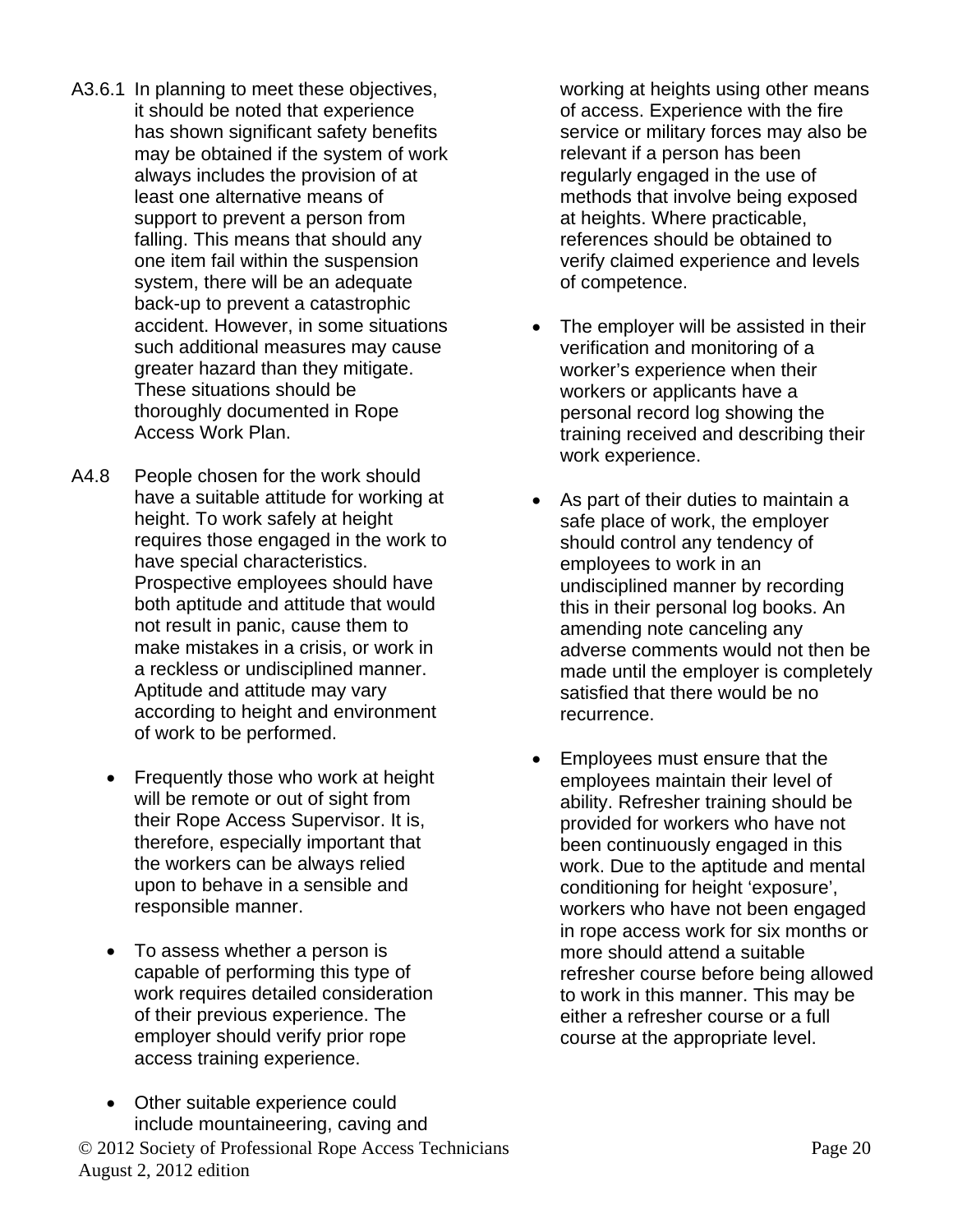A3.6.1 In planning to meet these objectives, it should be noted that experience has shown significant safety benefits may be obtained if the system of work always includes the provision of at least one alternative means of support to prevent a person from falling. This means that should any one item fail within the suspension system, there will be an adequate back-up to prevent a catastrophic accident. However, in some situations such additional measures may cause greater hazard than they mitigate. These situations should be thoroughly documented in Rope Access Work Plan.

A4.8 People chosen for the work should have a suitable attitude for working at height. To work safely at height requires those engaged in the work to have special characteristics. Prospective employees should have both aptitude and attitude that would not result in panic, cause them to make mistakes in a crisis, or work in a reckless or undisciplined manner. Aptitude and attitude may vary according to height and environment of work to be performed.

- Frequently those who work at height will be remote or out of sight from their Rope Access Supervisor. It is, therefore, especially important that the workers can be always relied upon to behave in a sensible and responsible manner.

- To assess whether a person is capable of performing this type of work requires detailed consideration of their previous experience. The employer should verify prior rope access training experience.

- Other suitable experience could include mountaineering, caving and working at heights using other means of access. Experience with the fire service or military forces may also be relevant if a person has been regularly engaged in the use of methods that involve being exposed at heights. Where practicable, references should be obtained to verify claimed experience and levels of competence.

- The employer will be assisted in their verification and monitoring of a worker's experience when their workers or applicants have a personal record log showing the training received and describing their work experience.

- As part of their duties to maintain a safe place of work, the employer should control any tendency of employees to work in an undisciplined manner by recording this in their personal log books. An amending note canceling any adverse comments would not then be made until the employer is completely satisfied that there would be no recurrence.

- Employees must ensure that the employees maintain their level of ability. Refresher training should be provided for workers who have not been continuously engaged in this work. Due to the aptitude and mental conditioning for height 'exposure', workers who have not been engaged in rope access work for six months or more should attend a suitable refresher course before being allowed to work in this manner. This may be either a refresher course or a full course at the appropriate level.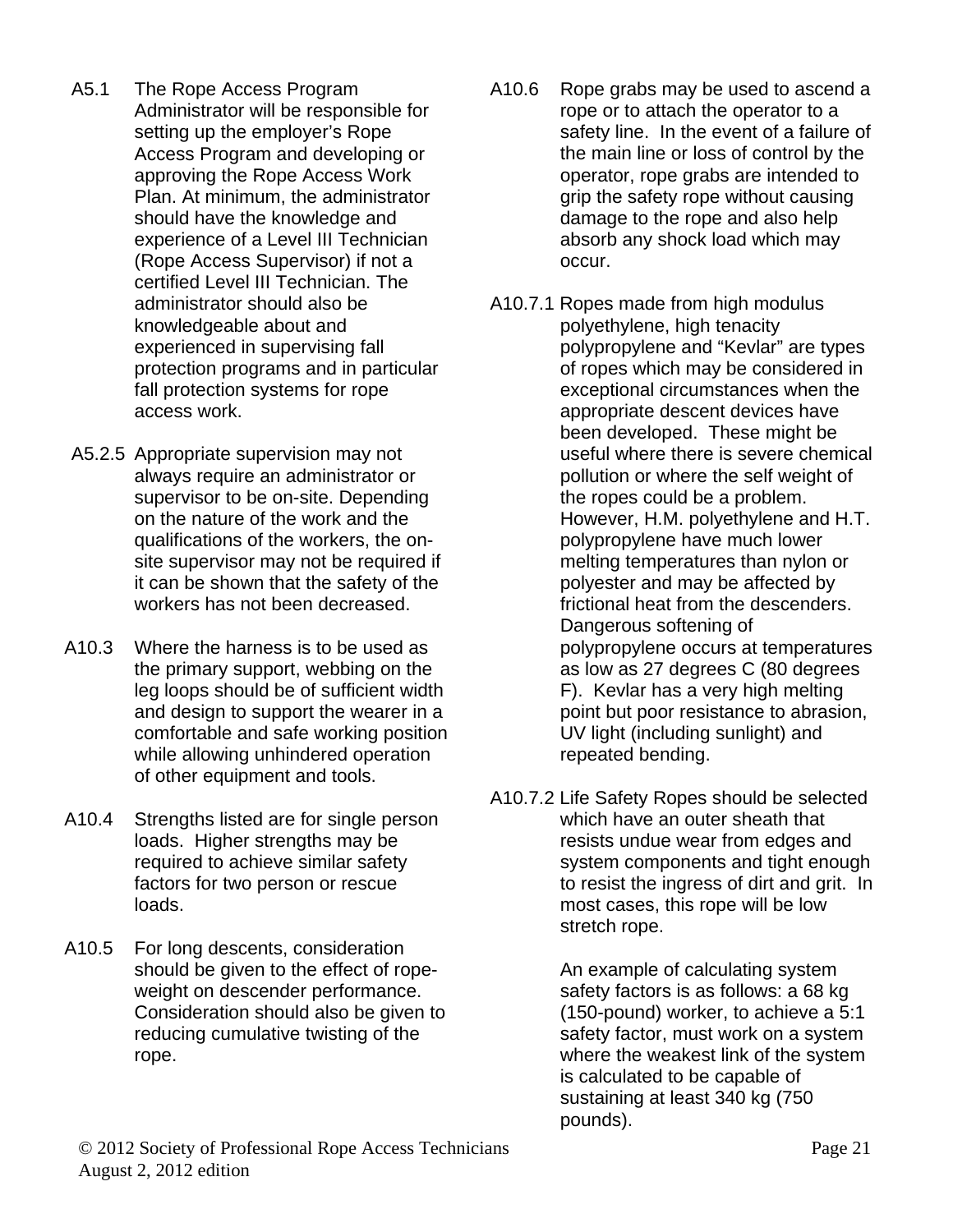A5.1 The Rope Access Program Administrator will be responsible for setting up the employer's Rope Access Program and developing or approving the Rope Access Work Plan. At minimum, the administrator should have the knowledge and experience of a Level III Technician (Rope Access Supervisor) if not a certified Level III Technician. The administrator should also be knowledgeable about and experienced in supervising fall protection programs and in particular fall protection systems for rope access work.

A5.2.5 Appropriate supervision may not always require an administrator or supervisor to be on-site. Depending on the nature of the work and the qualifications of the workers, the on-site supervisor may not be required if it can be shown that the safety of the workers has not been decreased.

A10.3 Where the harness is to be used as the primary support, webbing on the leg loops should be of sufficient width and design to support the wearer in a comfortable and safe working position while allowing unhindered operation of other equipment and tools.

A10.4 Strengths listed are for single person loads. Higher strengths may be required to achieve similar safety factors for two person or rescue loads.

A10.5 For long descents, consideration should be given to the effect of rope-weight on descender performance. Consideration should also be given to reducing cumulative twisting of the rope.

A10.6 Rope grabs may be used to ascend a rope or to attach the operator to a safety line. In the event of a failure of the main line or loss of control by the operator, rope grabs are intended to grip the safety rope without causing damage to the rope and also help absorb any shock load which may occur.

A10.7.1 Ropes made from high modulus polyethylene, high tenacity polypropylene and "Kevlar" are types of ropes which may be considered in exceptional circumstances when the appropriate descent devices have been developed. These might be useful where there is severe chemical pollution or where the self weight of the ropes could be a problem. However, H.M. polyethylene and H.T. polypropylene have much lower melting temperatures than nylon or polyester and may be affected by frictional heat from the descenders. Dangerous softening of polypropylene occurs at temperatures as low as 27 degrees C (80 degrees F). Kevlar has a very high melting point but poor resistance to abrasion, UV light (including sunlight) and repeated bending.

A10.7.2 Life Safety Ropes should be selected which have an outer sheath that resists undue wear from edges and system components and tight enough to resist the ingress of dirt and grit. In most cases, this rope will be low stretch rope.

An example of calculating system safety factors is as follows: a 68 kg (150-pound) worker, to achieve a 5:1 safety factor, must work on a system where the weakest link of the system is calculated to be capable of sustaining at least 340 kg (750 pounds).

© 2012 Society of Professional Rope Access Technicians
August 2, 2012 edition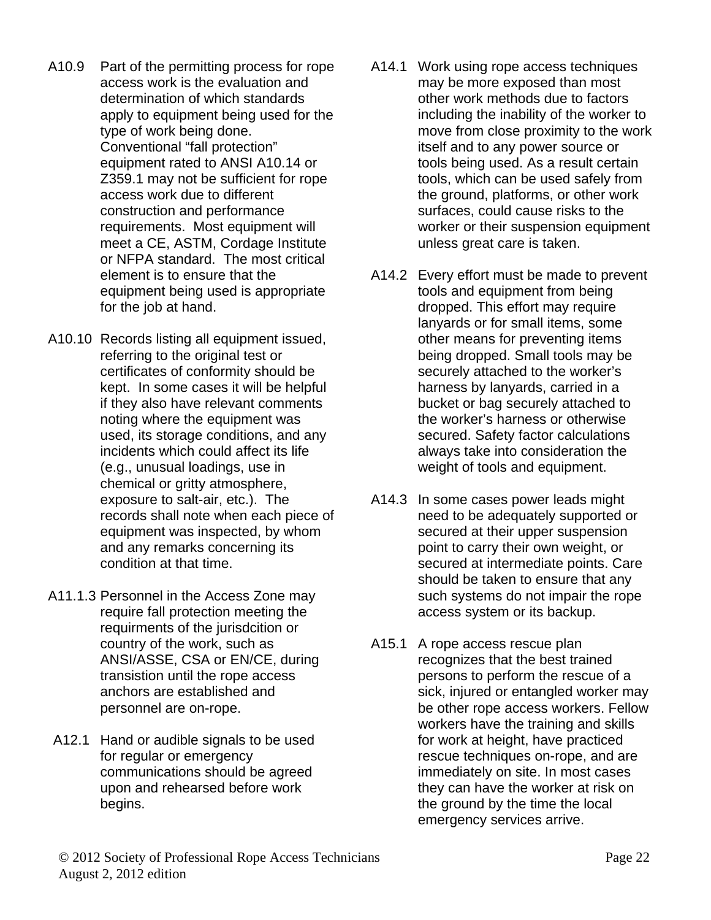A10.9 Part of the permitting process for rope access work is the evaluation and determination of which standards apply to equipment being used for the type of work being done. Conventional “fall protection” equipment rated to ANSI A10.14 or Z359.1 may not be sufficient for rope access work due to different construction and performance requirements. Most equipment will meet a CE, ASTM, Cordage Institute or NFPA standard. The most critical element is to ensure that the equipment being used is appropriate for the job at hand.

A10.10 Records listing all equipment issued, referring to the original test or certificates of conformity should be kept. In some cases it will be helpful if they also have relevant comments noting where the equipment was used, its storage conditions, and any incidents which could affect its life (e.g., unusual loadings, use in chemical or gritty atmosphere, exposure to salt-air, etc.). The records shall note when each piece of equipment was inspected, by whom and any remarks concerning its condition at that time.

A11.1.3 Personnel in the Access Zone may require fall protection meeting the requirments of the jurisdcition or country of the work, such as ANSI/ASSE, CSA or EN/CE, during transistion until the rope access anchors are established and personnel are on-rope.

A12.1 Hand or audible signals to be used for regular or emergency communications should be agreed upon and rehearsed before work begins.

A14.1 Work using rope access techniques may be more exposed than most other work methods due to factors including the inability of the worker to move from close proximity to the work itself and to any power source or tools being used. As a result certain tools, which can be used safely from the ground, platforms, or other work surfaces, could cause risks to the worker or their suspension equipment unless great care is taken.

A14.2 Every effort must be made to prevent tools and equipment from being dropped. This effort may require lanyards or for small items, some other means for preventing items being dropped. Small tools may be securely attached to the worker’s harness by lanyards, carried in a bucket or bag securely attached to the worker’s harness or otherwise secured. Safety factor calculations always take into consideration the weight of tools and equipment.

A14.3 In some cases power leads might need to be adequately supported or secured at their upper suspension point to carry their own weight, or secured at intermediate points. Care should be taken to ensure that any such systems do not impair the rope access system or its backup.

A15.1 A rope access rescue plan recognizes that the best trained persons to perform the rescue of a sick, injured or entangled worker may be other rope access workers. Fellow workers have the training and skills for work at height, have practiced rescue techniques on-rope, and are immediately on site. In most cases they can have the worker at risk on the ground by the time the local emergency services arrive.

© 2012 Society of Professional Rope Access Technicians
August 2, 2012 edition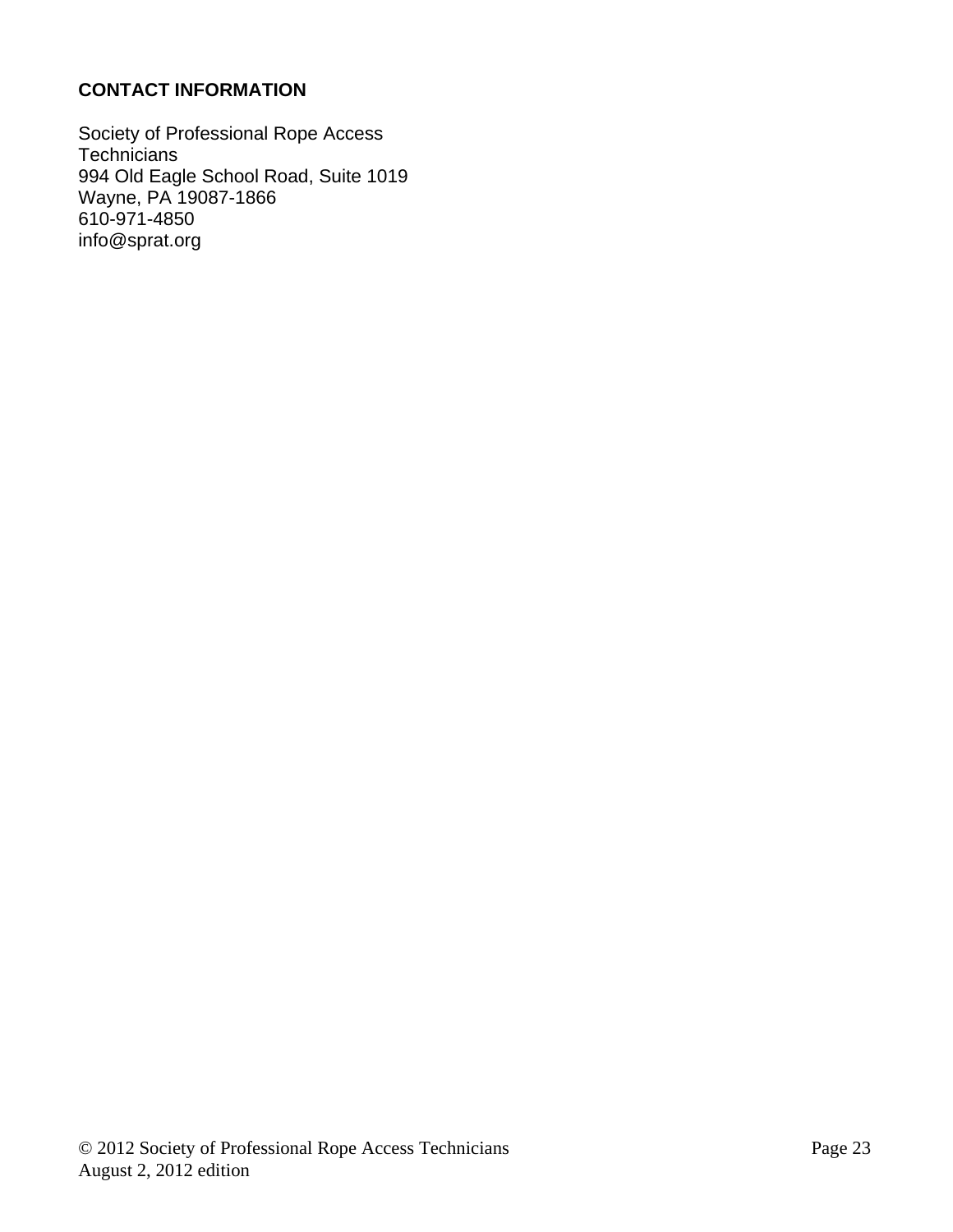## CONTACT INFORMATION

Society of Professional Rope Access Technicians  
994 Old Eagle School Road, Suite 1019  
Wayne, PA 19087-1866  
610-971-4850  
info@sprat.org